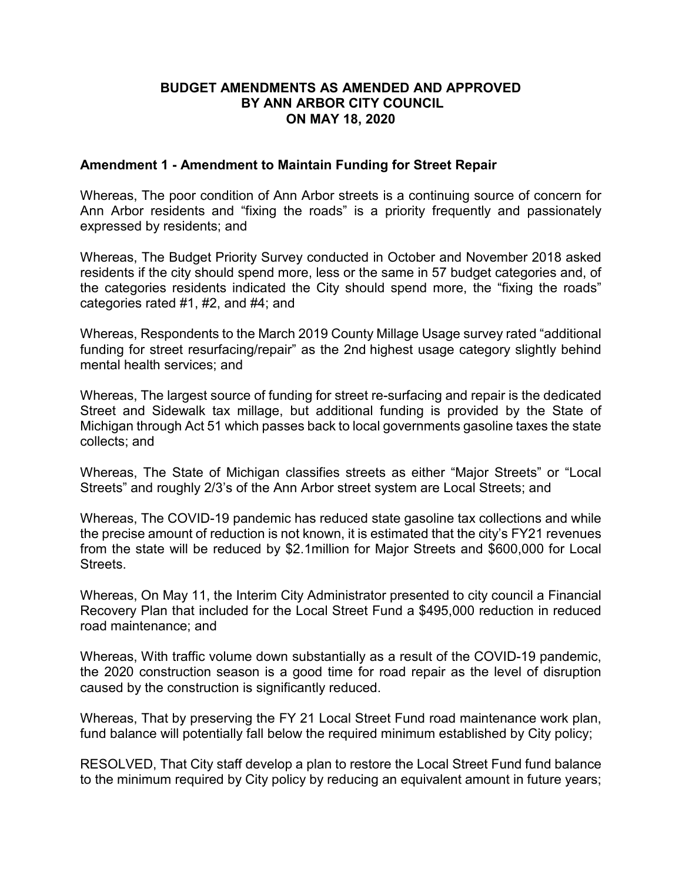# BUDGET AMENDMENTS AS AMENDED AND APPROVED BY ANN ARBOR CITY COUNCIL ON MAY 18, 2020

## Amendment 1 - Amendment to Maintain Funding for Street Repair

Whereas, The poor condition of Ann Arbor streets is a continuing source of concern for Ann Arbor residents and "fixing the roads" is a priority frequently and passionately expressed by residents; and

Whereas, The Budget Priority Survey conducted in October and November 2018 asked residents if the city should spend more, less or the same in 57 budget categories and, of the categories residents indicated the City should spend more, the "fixing the roads" categories rated #1, #2, and #4; and

Whereas, Respondents to the March 2019 County Millage Usage survey rated "additional funding for street resurfacing/repair" as the 2nd highest usage category slightly behind mental health services; and

Whereas, The largest source of funding for street re-surfacing and repair is the dedicated Street and Sidewalk tax millage, but additional funding is provided by the State of Michigan through Act 51 which passes back to local governments gasoline taxes the state collects; and

Whereas, The State of Michigan classifies streets as either "Major Streets" or "Local Streets" and roughly 2/3's of the Ann Arbor street system are Local Streets; and

Whereas, The COVID-19 pandemic has reduced state gasoline tax collections and while the precise amount of reduction is not known, it is estimated that the city's FY21 revenues from the state will be reduced by $2.1million for Major Streets and $600,000 for Local Streets.

Whereas, On May 11, the Interim City Administrator presented to city council a Financial Recovery Plan that included for the Local Street Fund a $495,000 reduction in reduced road maintenance; and

Whereas, With traffic volume down substantially as a result of the COVID-19 pandemic, the 2020 construction season is a good time for road repair as the level of disruption caused by the construction is significantly reduced.

Whereas, That by preserving the FY 21 Local Street Fund road maintenance work plan, fund balance will potentially fall below the required minimum established by City policy;

RESOLVED, That City staff develop a plan to restore the Local Street Fund fund balance to the minimum required by City policy by reducing an equivalent amount in future years;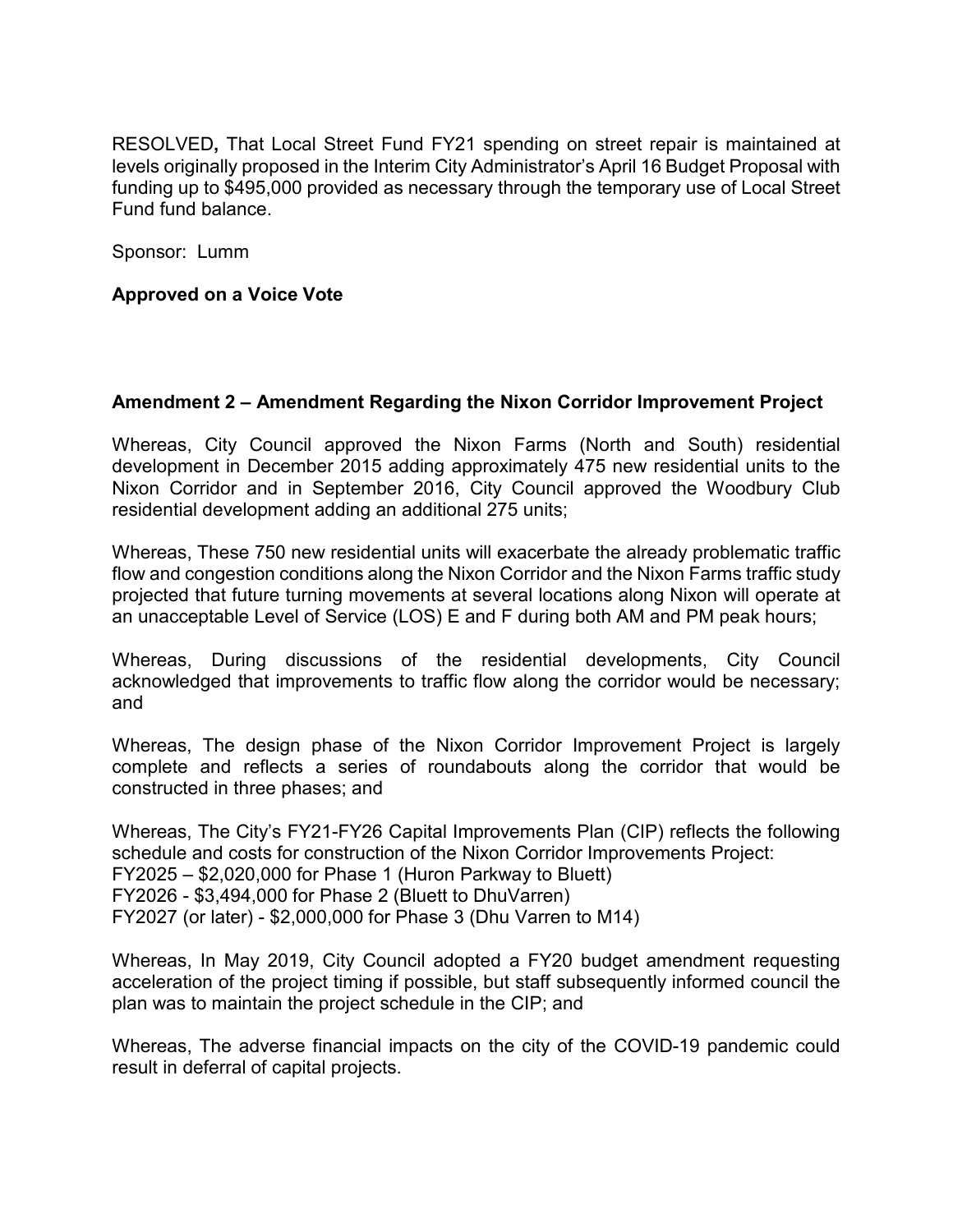RESOLVED**,** That Local Street Fund FY21 spending on street repair is maintained at levels originally proposed in the Interim City Administrator's April 16 Budget Proposal with funding up to $495,000 provided as necessary through the temporary use of Local Street Fund fund balance.

Sponsor: Lumm

**Approved on a Voice Vote**

**Amendment 2 – Amendment Regarding the Nixon Corridor Improvement Project**

Whereas, City Council approved the Nixon Farms (North and South) residential development in December 2015 adding approximately 475 new residential units to the Nixon Corridor and in September 2016, City Council approved the Woodbury Club residential development adding an additional 275 units;

Whereas, These 750 new residential units will exacerbate the already problematic traffic flow and congestion conditions along the Nixon Corridor and the Nixon Farms traffic study projected that future turning movements at several locations along Nixon will operate at an unacceptable Level of Service (LOS) E and F during both AM and PM peak hours;

Whereas, During discussions of the residential developments, City Council acknowledged that improvements to traffic flow along the corridor would be necessary; and

Whereas, The design phase of the Nixon Corridor Improvement Project is largely complete and reflects a series of roundabouts along the corridor that would be constructed in three phases; and

Whereas, The City's FY21-FY26 Capital Improvements Plan (CIP) reflects the following schedule and costs for construction of the Nixon Corridor Improvements Project:
FY2025 – $2,020,000 for Phase 1 (Huron Parkway to Bluett)
FY2026 - $3,494,000 for Phase 2 (Bluett to DhuVarren)
FY2027 (or later) - $2,000,000 for Phase 3 (Dhu Varren to M14)

Whereas, In May 2019, City Council adopted a FY20 budget amendment requesting acceleration of the project timing if possible, but staff subsequently informed council the plan was to maintain the project schedule in the CIP; and

Whereas, The adverse financial impacts on the city of the COVID-19 pandemic could result in deferral of capital projects.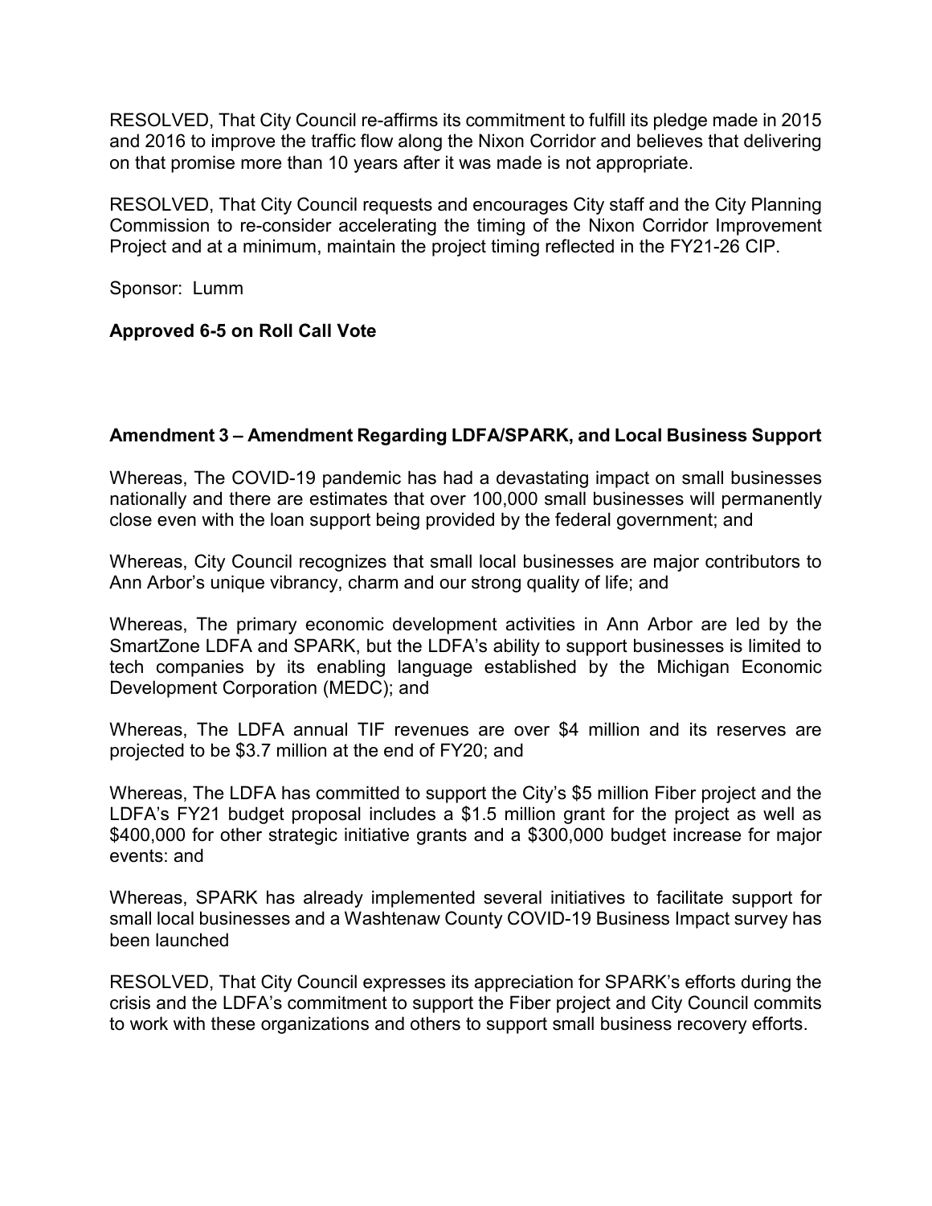RESOLVED, That City Council re-affirms its commitment to fulfill its pledge made in 2015 and 2016 to improve the traffic flow along the Nixon Corridor and believes that delivering on that promise more than 10 years after it was made is not appropriate.

RESOLVED, That City Council requests and encourages City staff and the City Planning Commission to re-consider accelerating the timing of the Nixon Corridor Improvement Project and at a minimum, maintain the project timing reflected in the FY21-26 CIP.

Sponsor: Lumm

**Approved 6-5 on Roll Call Vote**

**Amendment 3 – Amendment Regarding LDFA/SPARK, and Local Business Support**

Whereas, The COVID-19 pandemic has had a devastating impact on small businesses nationally and there are estimates that over 100,000 small businesses will permanently close even with the loan support being provided by the federal government; and

Whereas, City Council recognizes that small local businesses are major contributors to Ann Arbor's unique vibrancy, charm and our strong quality of life; and

Whereas, The primary economic development activities in Ann Arbor are led by the SmartZone LDFA and SPARK, but the LDFA's ability to support businesses is limited to tech companies by its enabling language established by the Michigan Economic Development Corporation (MEDC); and

Whereas, The LDFA annual TIF revenues are over $4 million and its reserves are projected to be $3.7 million at the end of FY20; and

Whereas, The LDFA has committed to support the City's $5 million Fiber project and the LDFA's FY21 budget proposal includes a $1.5 million grant for the project as well as $400,000 for other strategic initiative grants and a $300,000 budget increase for major events: and

Whereas, SPARK has already implemented several initiatives to facilitate support for small local businesses and a Washtenaw County COVID-19 Business Impact survey has been launched

RESOLVED, That City Council expresses its appreciation for SPARK's efforts during the crisis and the LDFA's commitment to support the Fiber project and City Council commits to work with these organizations and others to support small business recovery efforts.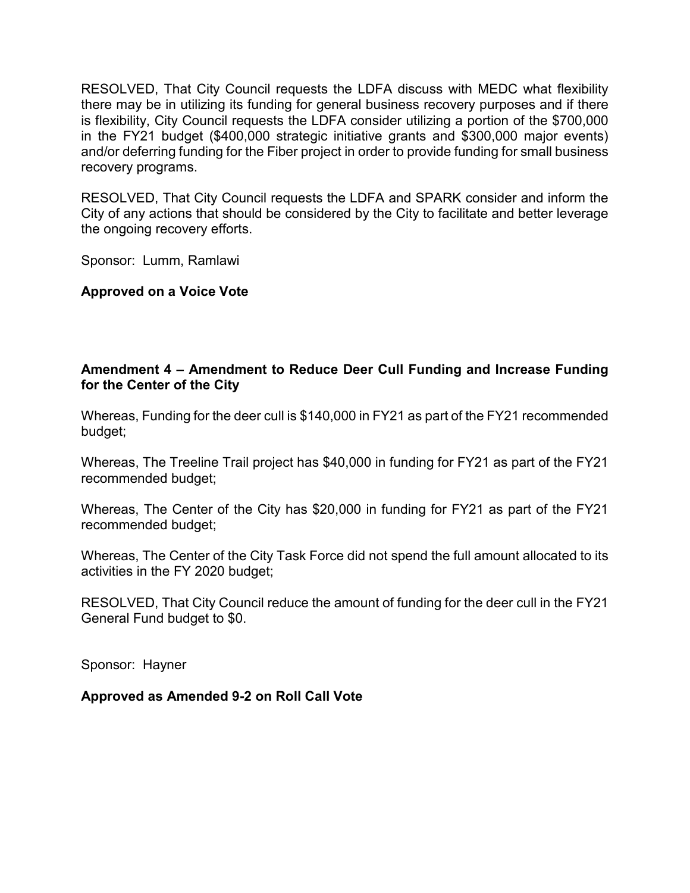RESOLVED, That City Council requests the LDFA discuss with MEDC what flexibility there may be in utilizing its funding for general business recovery purposes and if there is flexibility, City Council requests the LDFA consider utilizing a portion of the $700,000 in the FY21 budget ($400,000 strategic initiative grants and $300,000 major events) and/or deferring funding for the Fiber project in order to provide funding for small business recovery programs.

RESOLVED, That City Council requests the LDFA and SPARK consider and inform the City of any actions that should be considered by the City to facilitate and better leverage the ongoing recovery efforts.

Sponsor: Lumm, Ramlawi

**Approved on a Voice Vote**

**Amendment 4 – Amendment to Reduce Deer Cull Funding and Increase Funding for the Center of the City**

Whereas, Funding for the deer cull is $140,000 in FY21 as part of the FY21 recommended budget;

Whereas, The Treeline Trail project has $40,000 in funding for FY21 as part of the FY21 recommended budget;

Whereas, The Center of the City has $20,000 in funding for FY21 as part of the FY21 recommended budget;

Whereas, The Center of the City Task Force did not spend the full amount allocated to its activities in the FY 2020 budget;

RESOLVED, That City Council reduce the amount of funding for the deer cull in the FY21 General Fund budget to $0.

Sponsor: Hayner

**Approved as Amended 9-2 on Roll Call Vote**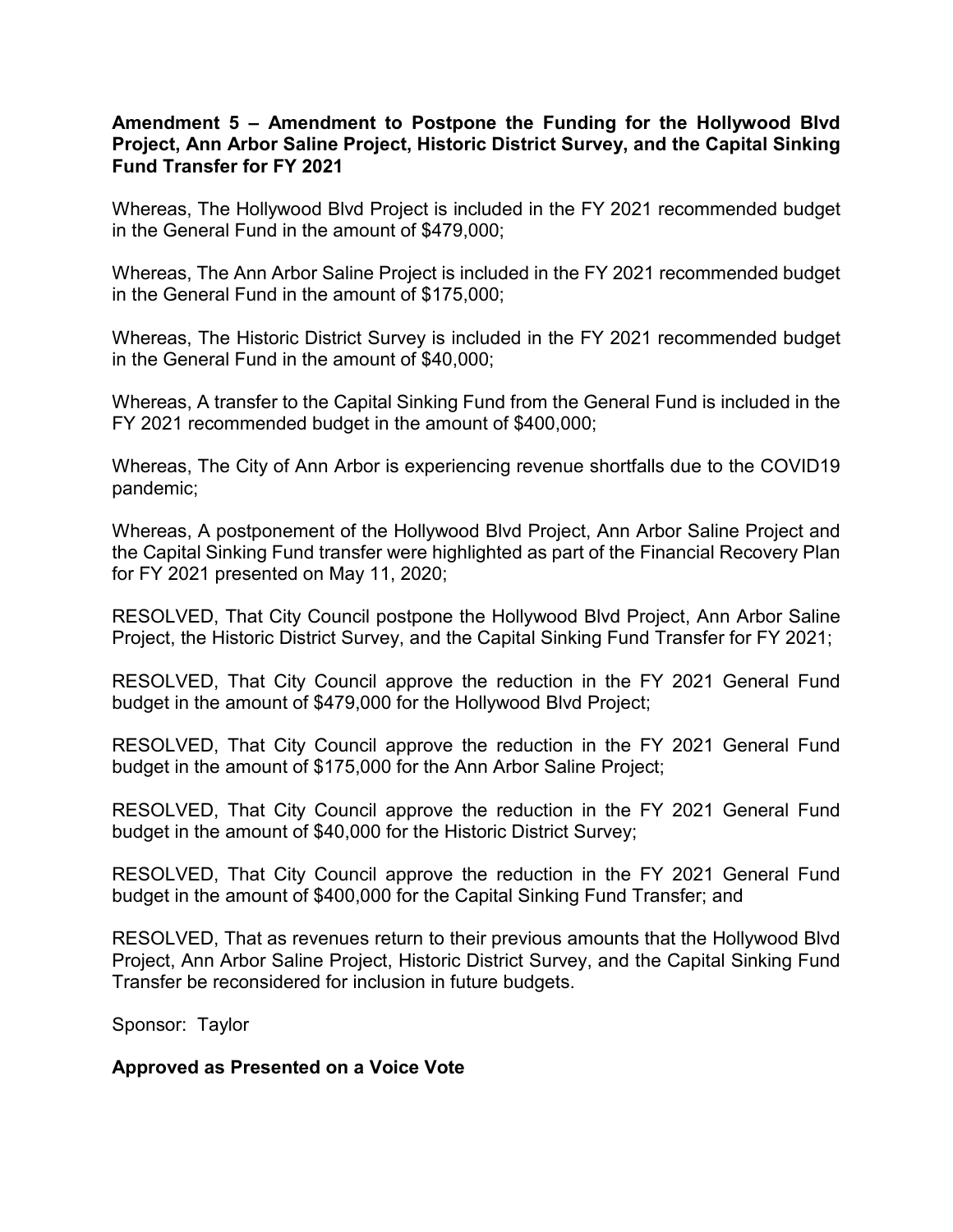**Amendment 5 – Amendment to Postpone the Funding for the Hollywood Blvd Project, Ann Arbor Saline Project, Historic District Survey, and the Capital Sinking Fund Transfer for FY 2021**

Whereas, The Hollywood Blvd Project is included in the FY 2021 recommended budget in the General Fund in the amount of $479,000;

Whereas, The Ann Arbor Saline Project is included in the FY 2021 recommended budget in the General Fund in the amount of $175,000;

Whereas, The Historic District Survey is included in the FY 2021 recommended budget in the General Fund in the amount of $40,000;

Whereas, A transfer to the Capital Sinking Fund from the General Fund is included in the FY 2021 recommended budget in the amount of $400,000;

Whereas, The City of Ann Arbor is experiencing revenue shortfalls due to the COVID19 pandemic;

Whereas, A postponement of the Hollywood Blvd Project, Ann Arbor Saline Project and the Capital Sinking Fund transfer were highlighted as part of the Financial Recovery Plan for FY 2021 presented on May 11, 2020;

RESOLVED, That City Council postpone the Hollywood Blvd Project, Ann Arbor Saline Project, the Historic District Survey, and the Capital Sinking Fund Transfer for FY 2021;

RESOLVED, That City Council approve the reduction in the FY 2021 General Fund budget in the amount of $479,000 for the Hollywood Blvd Project;

RESOLVED, That City Council approve the reduction in the FY 2021 General Fund budget in the amount of $175,000 for the Ann Arbor Saline Project;

RESOLVED, That City Council approve the reduction in the FY 2021 General Fund budget in the amount of $40,000 for the Historic District Survey;

RESOLVED, That City Council approve the reduction in the FY 2021 General Fund budget in the amount of $400,000 for the Capital Sinking Fund Transfer; and

RESOLVED, That as revenues return to their previous amounts that the Hollywood Blvd Project, Ann Arbor Saline Project, Historic District Survey, and the Capital Sinking Fund Transfer be reconsidered for inclusion in future budgets.

Sponsor: Taylor

**Approved as Presented on a Voice Vote**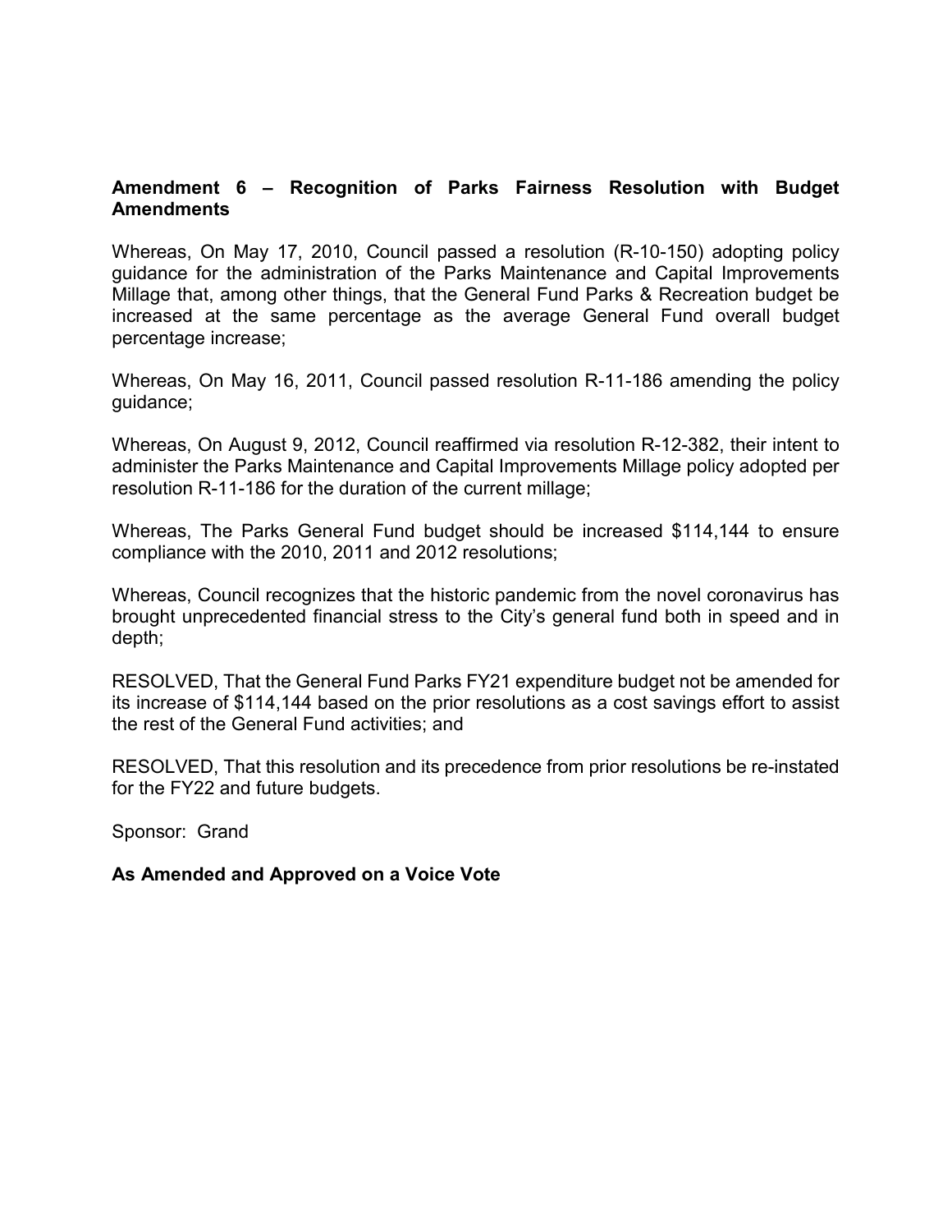**Amendment 6 – Recognition of Parks Fairness Resolution with Budget Amendments**

Whereas, On May 17, 2010, Council passed a resolution (R-10-150) adopting policy guidance for the administration of the Parks Maintenance and Capital Improvements Millage that, among other things, that the General Fund Parks & Recreation budget be increased at the same percentage as the average General Fund overall budget percentage increase;

Whereas, On May 16, 2011, Council passed resolution R-11-186 amending the policy guidance;

Whereas, On August 9, 2012, Council reaffirmed via resolution R-12-382, their intent to administer the Parks Maintenance and Capital Improvements Millage policy adopted per resolution R-11-186 for the duration of the current millage;

Whereas, The Parks General Fund budget should be increased $114,144 to ensure compliance with the 2010, 2011 and 2012 resolutions;

Whereas, Council recognizes that the historic pandemic from the novel coronavirus has brought unprecedented financial stress to the City's general fund both in speed and in depth;

RESOLVED, That the General Fund Parks FY21 expenditure budget not be amended for its increase of $114,144 based on the prior resolutions as a cost savings effort to assist the rest of the General Fund activities; and

RESOLVED, That this resolution and its precedence from prior resolutions be re-instated for the FY22 and future budgets.

Sponsor: Grand

**As Amended and Approved on a Voice Vote**